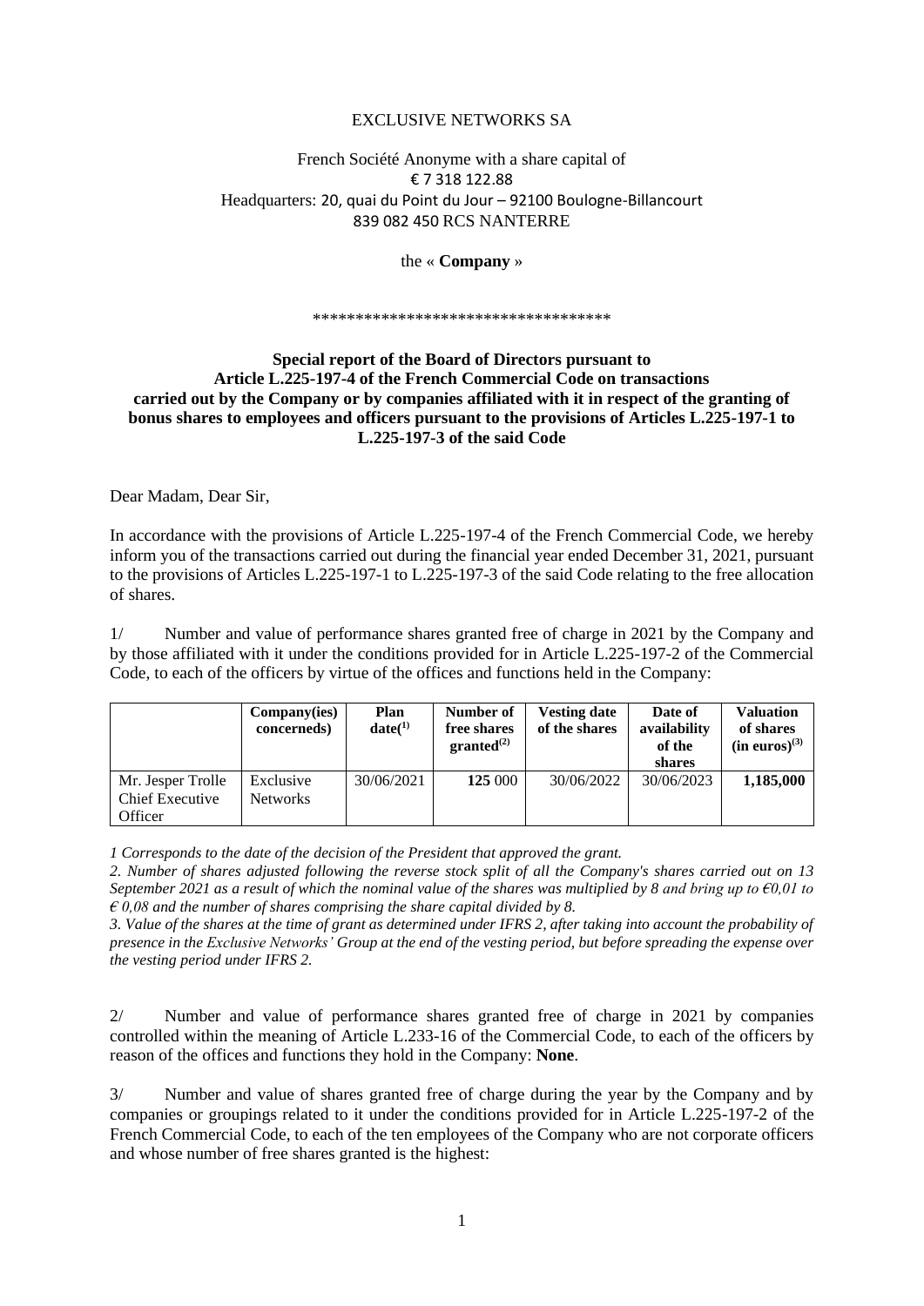EXCLUSIVE NETWORKS SA

French Société Anonyme with a share capital of
€ 7 318 122.88
Headquarters: 20, quai du Point du Jour – 92100 Boulogne-Billancourt
839 082 450 RCS NANTERRE

the « **Company** »

\*\*\*\*\*\*\*\*\*\*\*\*\*\*\*\*\*\*\*\*\*\*\*\*\*\*\*\*\*\*\*\*\*\*\*

**Special report of the Board of Directors pursuant to Article L.225-197-4 of the French Commercial Code on transactions carried out by the Company or by companies affiliated with it in respect of the granting of bonus shares to employees and officers pursuant to the provisions of Articles L.225-197-1 to L.225-197-3 of the said Code**

Dear Madam, Dear Sir,

In accordance with the provisions of Article L.225-197-4 of the French Commercial Code, we hereby inform you of the transactions carried out during the financial year ended December 31, 2021, pursuant to the provisions of Articles L.225-197-1 to L.225-197-3 of the said Code relating to the free allocation of shares.

1/ Number and value of performance shares granted free of charge in 2021 by the Company and by those affiliated with it under the conditions provided for in Article L.225-197-2 of the Commercial Code, to each of the officers by virtue of the offices and functions held in the Company:

| | Company(ies) concerneds) | Plan date([1]) | Number of free shares granted[(2)] | Vesting date of the shares | Date of availability of the shares | Valuation of shares (in euros)[(3)] |
|---|---|---|---|---|---|---|
| Mr. Jesper Trolle Chief Executive Officer | Exclusive Networks | 30/06/2021 | **125** 000 | 30/06/2022 | 30/06/2023 | **1,185,000** |

*1 Corresponds to the date of the decision of the President that approved the grant.*

*2. Number of shares adjusted following the reverse stock split of all the Company's shares carried out on 13 September 2021 as a result of which the nominal value of the shares was multiplied by 8 and bring up to €0,01 to € 0,08 and the number of shares comprising the share capital divided by 8.*

*3. Value of the shares at the time of grant as determined under IFRS 2, after taking into account the probability of presence in the Exclusive Networks' Group at the end of the vesting period, but before spreading the expense over the vesting period under IFRS 2.*

2/ Number and value of performance shares granted free of charge in 2021 by companies controlled within the meaning of Article L.233-16 of the Commercial Code, to each of the officers by reason of the offices and functions they hold in the Company: **None**.

3/ Number and value of shares granted free of charge during the year by the Company and by companies or groupings related to it under the conditions provided for in Article L.225-197-2 of the French Commercial Code, to each of the ten employees of the Company who are not corporate officers and whose number of free shares granted is the highest: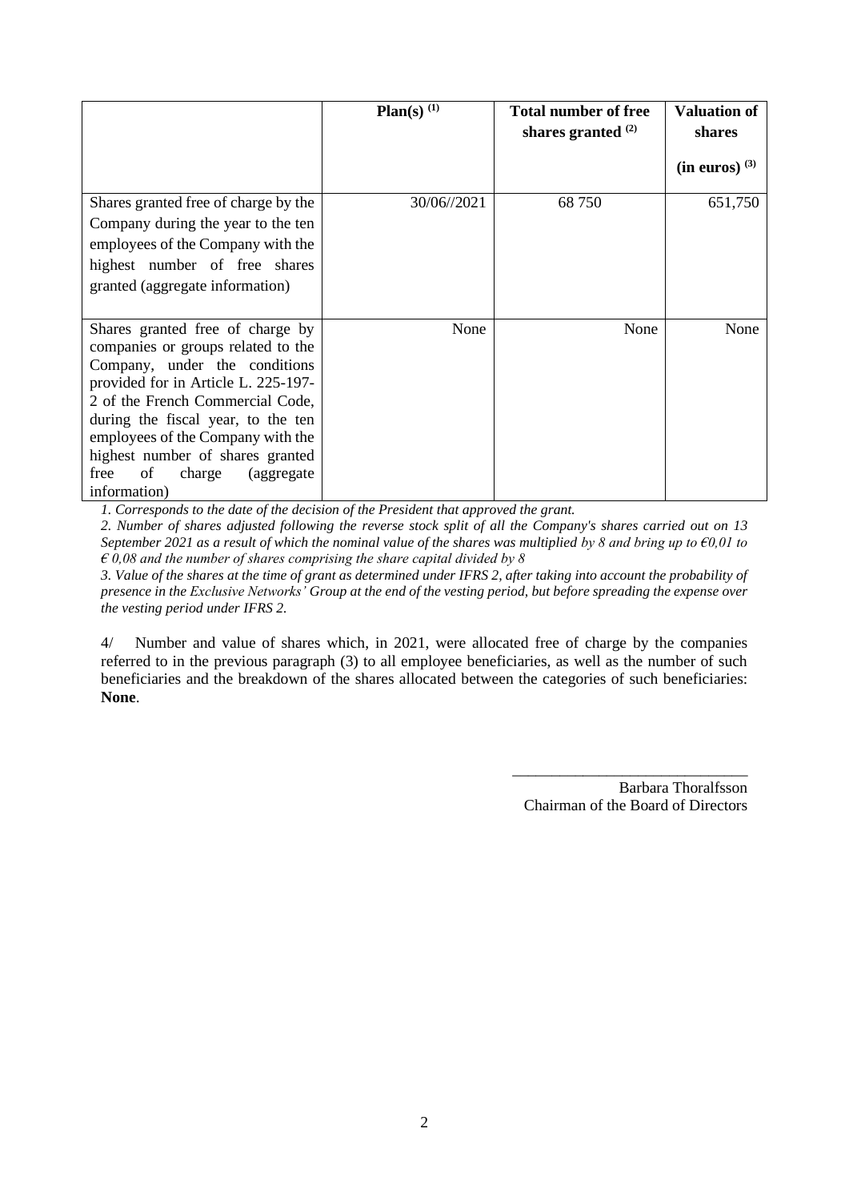| | Plan(s) [(1)] | Total number of free shares granted [(2)] | Valuation of shares (in euros) [(3)] |
|---|---|---|---|
| Shares granted free of charge by the Company during the year to the ten employees of the Company with the highest number of free shares granted (aggregate information) | 30/06//2021 | 68 750 | 651,750 |
| Shares granted free of charge by companies or groups related to the Company, under the conditions provided for in Article L. 225-197-2 of the French Commercial Code, during the fiscal year, to the ten employees of the Company with the highest number of shares granted free of charge (aggregate information) | None | None | None |

*1. Corresponds to the date of the decision of the President that approved the grant.*

*2. Number of shares adjusted following the reverse stock split of all the Company's shares carried out on 13 September 2021 as a result of which the nominal value of the shares was multiplied by 8 and bring up to €0,01 to € 0,08 and the number of shares comprising the share capital divided by 8*

*3. Value of the shares at the time of grant as determined under IFRS 2, after taking into account the probability of presence in the Exclusive Networks' Group at the end of the vesting period, but before spreading the expense over the vesting period under IFRS 2.*

4/ Number and value of shares which, in 2021, were allocated free of charge by the companies referred to in the previous paragraph (3) to all employee beneficiaries, as well as the number of such beneficiaries and the breakdown of the shares allocated between the categories of such beneficiaries: **None**.

\_\_\_\_\_\_\_\_\_\_\_\_\_\_\_\_\_\_\_\_\_\_\_\_\_\_\_\_\_\_

Barbara Thoralfsson
Chairman of the Board of Directors